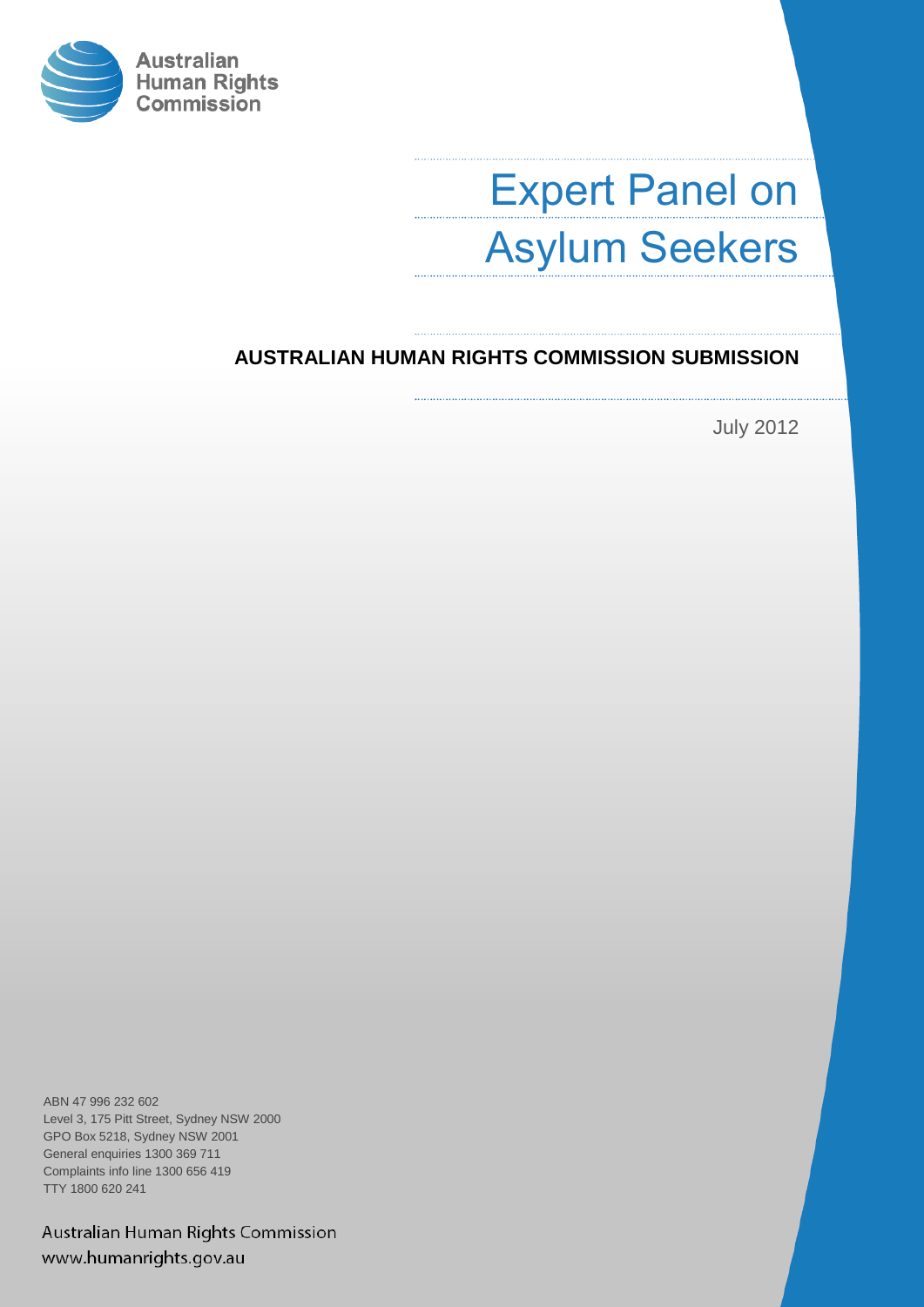Australian Human Rights Commission

# Expert Panel on Asylum Seekers

## AUSTRALIAN HUMAN RIGHTS COMMISSION SUBMISSION

July 2012

ABN 47 996 232 602
Level 3, 175 Pitt Street, Sydney NSW 2000
GPO Box 5218, Sydney NSW 2001
General enquiries 1300 369 711
Complaints info line 1300 656 419
TTY 1800 620 241

Australian Human Rights Commission
www.humanrights.gov.au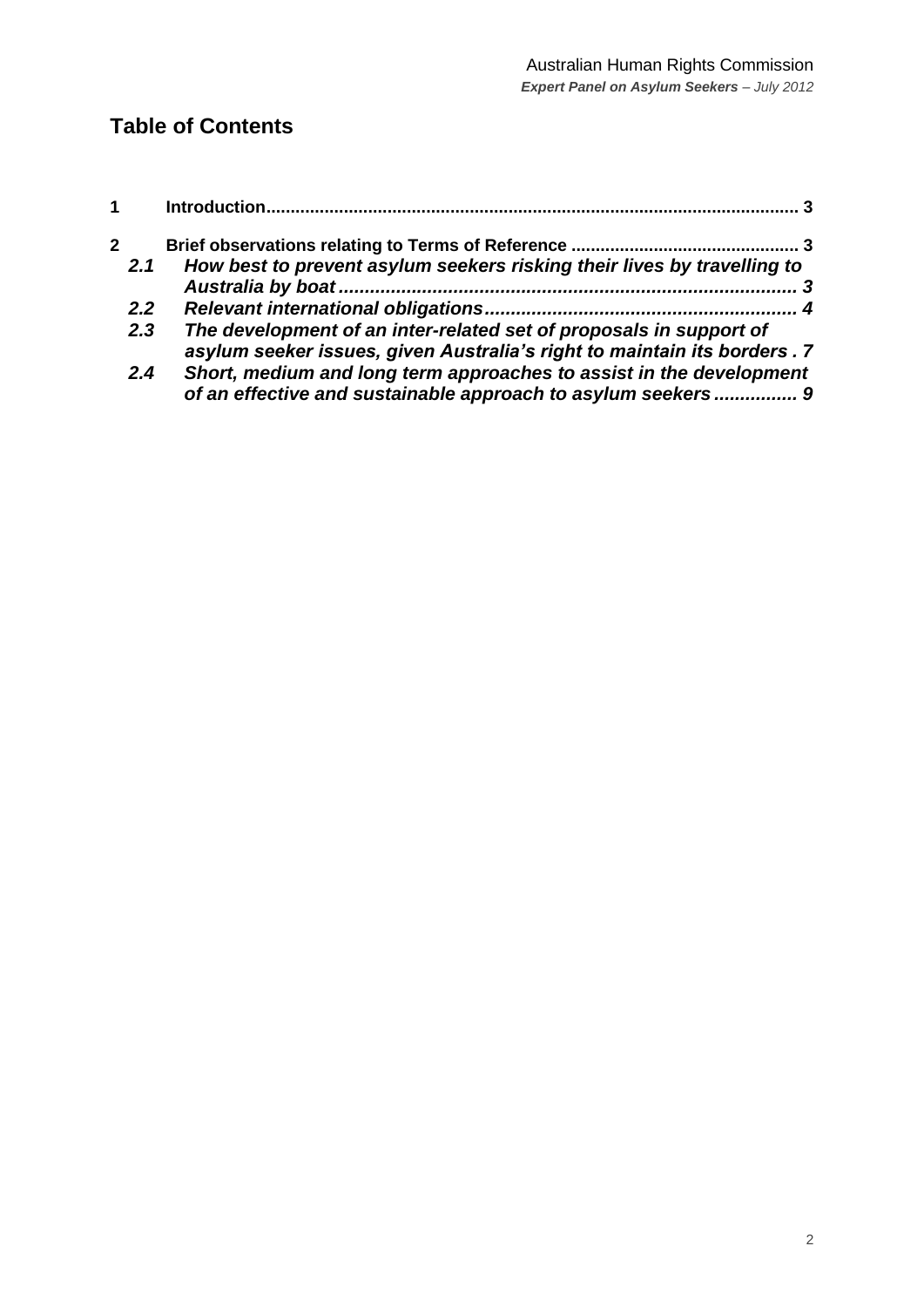# Table of Contents

**1 Introduction** .......... **3**

**2 Brief observations relating to Terms of Reference** .......... **3**

- ***2.1 How best to prevent asylum seekers risking their lives by travelling to Australia by boat* .......... *3***
- ***2.2 Relevant international obligations* .......... *4***
- ***2.3 The development of an inter-related set of proposals in support of asylum seeker issues, given Australia's right to maintain its borders* .......... *7***
- ***2.4 Short, medium and long term approaches to assist in the development of an effective and sustainable approach to asylum seekers* .......... *9***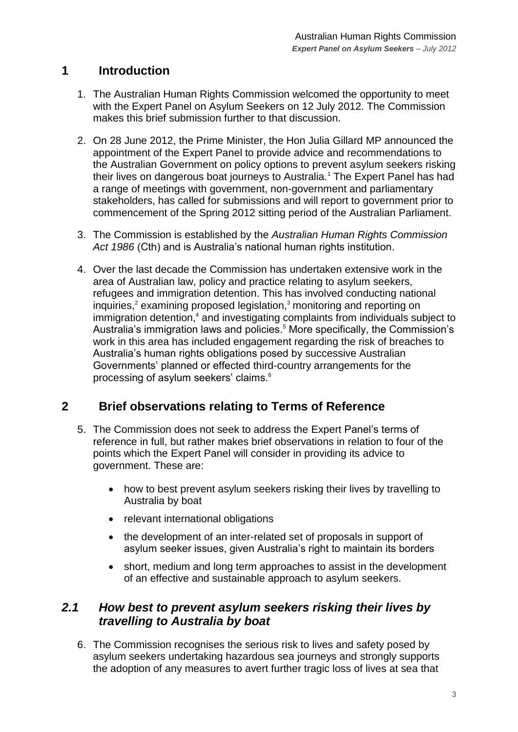## 1 Introduction

1. The Australian Human Rights Commission welcomed the opportunity to meet with the Expert Panel on Asylum Seekers on 12 July 2012. The Commission makes this brief submission further to that discussion.

2. On 28 June 2012, the Prime Minister, the Hon Julia Gillard MP announced the appointment of the Expert Panel to provide advice and recommendations to the Australian Government on policy options to prevent asylum seekers risking their lives on dangerous boat journeys to Australia.[1] The Expert Panel has had a range of meetings with government, non-government and parliamentary stakeholders, has called for submissions and will report to government prior to commencement of the Spring 2012 sitting period of the Australian Parliament.

3. The Commission is established by the *Australian Human Rights Commission Act 1986* (Cth) and is Australia's national human rights institution.

4. Over the last decade the Commission has undertaken extensive work in the area of Australian law, policy and practice relating to asylum seekers, refugees and immigration detention. This has involved conducting national inquiries,[2] examining proposed legislation,[3] monitoring and reporting on immigration detention,[4] and investigating complaints from individuals subject to Australia's immigration laws and policies.[5] More specifically, the Commission's work in this area has included engagement regarding the risk of breaches to Australia's human rights obligations posed by successive Australian Governments' planned or effected third-country arrangements for the processing of asylum seekers' claims.[6]

## 2 Brief observations relating to Terms of Reference

5. The Commission does not seek to address the Expert Panel's terms of reference in full, but rather makes brief observations in relation to four of the points which the Expert Panel will consider in providing its advice to government. These are:

   - how to best prevent asylum seekers risking their lives by travelling to Australia by boat
   - relevant international obligations
   - the development of an inter-related set of proposals in support of asylum seeker issues, given Australia's right to maintain its borders
   - short, medium and long term approaches to assist in the development of an effective and sustainable approach to asylum seekers.

### *2.1 How best to prevent asylum seekers risking their lives by travelling to Australia by boat*

6. The Commission recognises the serious risk to lives and safety posed by asylum seekers undertaking hazardous sea journeys and strongly supports the adoption of any measures to avert further tragic loss of lives at sea that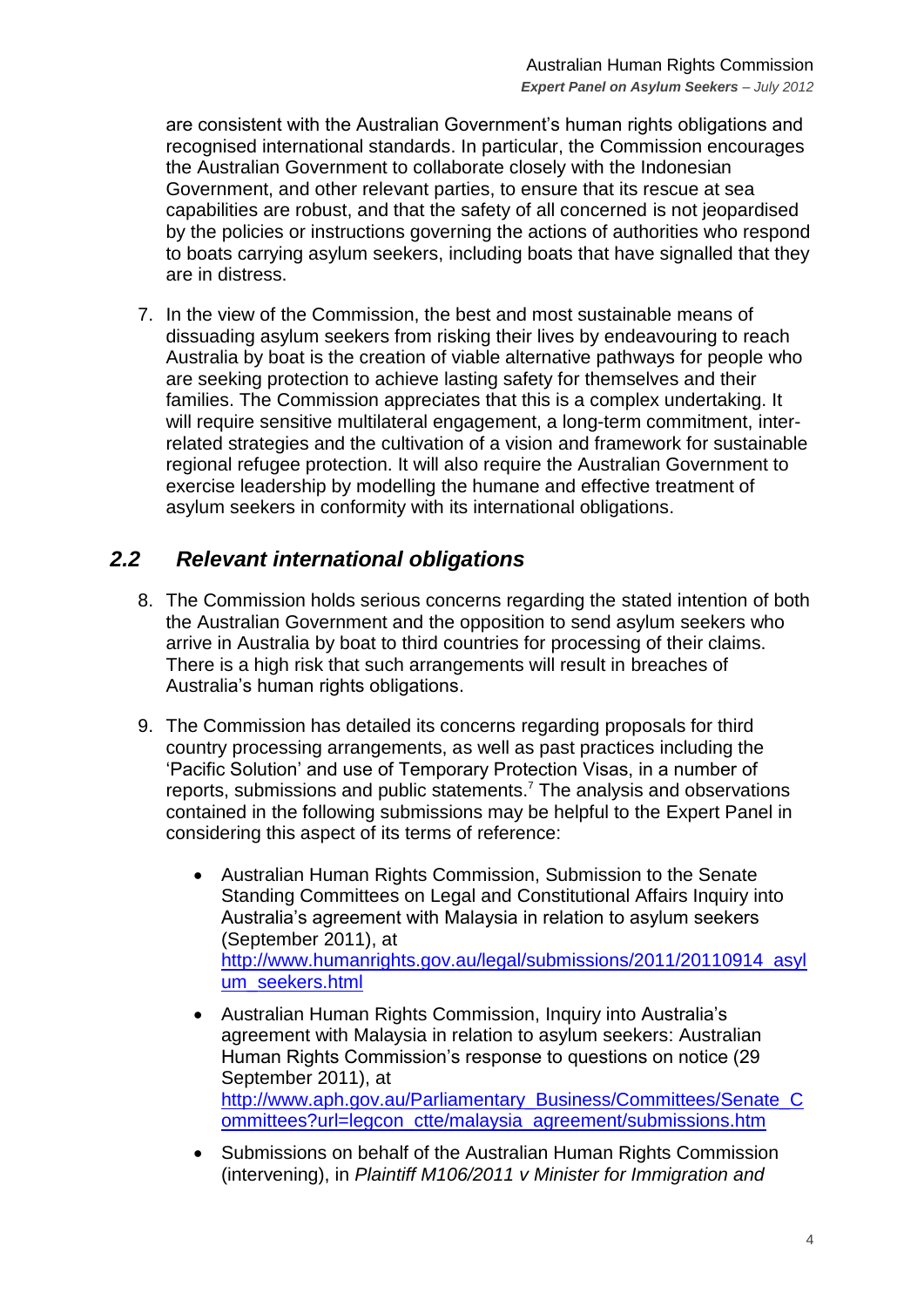are consistent with the Australian Government's human rights obligations and recognised international standards. In particular, the Commission encourages the Australian Government to collaborate closely with the Indonesian Government, and other relevant parties, to ensure that its rescue at sea capabilities are robust, and that the safety of all concerned is not jeopardised by the policies or instructions governing the actions of authorities who respond to boats carrying asylum seekers, including boats that have signalled that they are in distress.

7. In the view of the Commission, the best and most sustainable means of dissuading asylum seekers from risking their lives by endeavouring to reach Australia by boat is the creation of viable alternative pathways for people who are seeking protection to achieve lasting safety for themselves and their families. The Commission appreciates that this is a complex undertaking. It will require sensitive multilateral engagement, a long-term commitment, inter-related strategies and the cultivation of a vision and framework for sustainable regional refugee protection. It will also require the Australian Government to exercise leadership by modelling the humane and effective treatment of asylum seekers in conformity with its international obligations.

## *2.2 Relevant international obligations*

8. The Commission holds serious concerns regarding the stated intention of both the Australian Government and the opposition to send asylum seekers who arrive in Australia by boat to third countries for processing of their claims. There is a high risk that such arrangements will result in breaches of Australia's human rights obligations.

9. The Commission has detailed its concerns regarding proposals for third country processing arrangements, as well as past practices including the 'Pacific Solution' and use of Temporary Protection Visas, in a number of reports, submissions and public statements.[7] The analysis and observations contained in the following submissions may be helpful to the Expert Panel in considering this aspect of its terms of reference:

   - Australian Human Rights Commission, Submission to the Senate Standing Committees on Legal and Constitutional Affairs Inquiry into Australia's agreement with Malaysia in relation to asylum seekers (September 2011), at http://www.humanrights.gov.au/legal/submissions/2011/20110914_asylum_seekers.html
   - Australian Human Rights Commission, Inquiry into Australia's agreement with Malaysia in relation to asylum seekers: Australian Human Rights Commission's response to questions on notice (29 September 2011), at http://www.aph.gov.au/Parliamentary_Business/Committees/Senate_Committees?url=legcon_ctte/malaysia_agreement/submissions.htm
   - Submissions on behalf of the Australian Human Rights Commission (intervening), in *Plaintiff M106/2011 v Minister for Immigration and*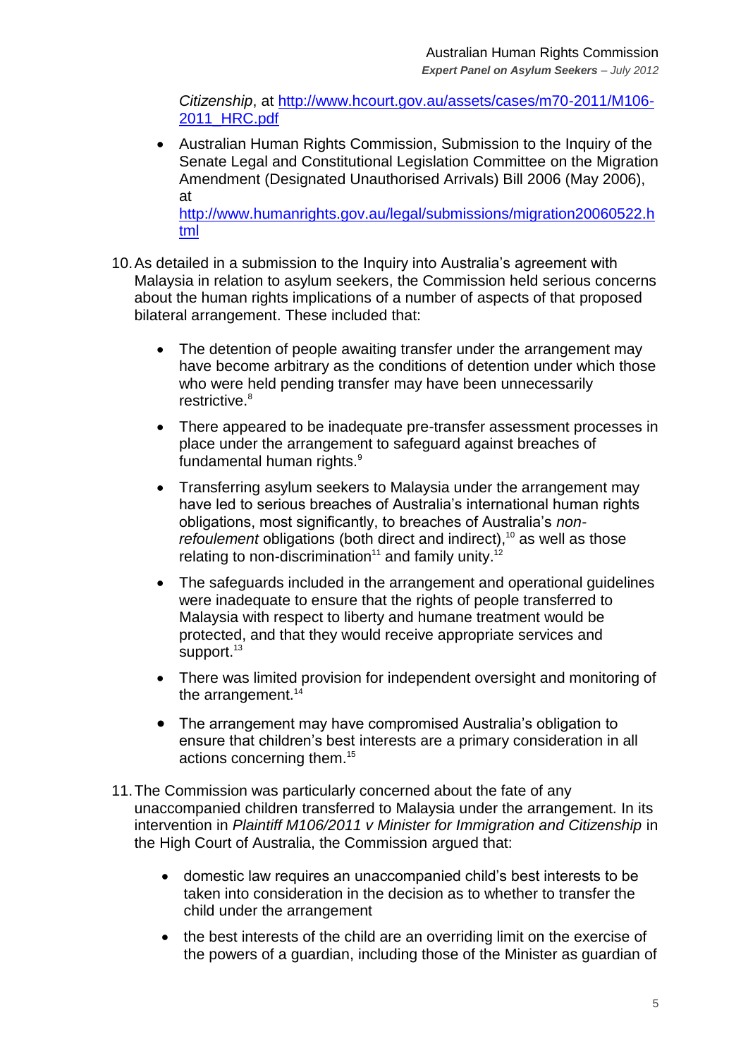*Citizenship*, at http://www.hcourt.gov.au/assets/cases/m70-2011/M106-2011_HRC.pdf

- Australian Human Rights Commission, Submission to the Inquiry of the Senate Legal and Constitutional Legislation Committee on the Migration Amendment (Designated Unauthorised Arrivals) Bill 2006 (May 2006), at http://www.humanrights.gov.au/legal/submissions/migration20060522.html

10. As detailed in a submission to the Inquiry into Australia's agreement with Malaysia in relation to asylum seekers, the Commission held serious concerns about the human rights implications of a number of aspects of that proposed bilateral arrangement. These included that:

    - The detention of people awaiting transfer under the arrangement may have become arbitrary as the conditions of detention under which those who were held pending transfer may have been unnecessarily restrictive.[8]
    - There appeared to be inadequate pre-transfer assessment processes in place under the arrangement to safeguard against breaches of fundamental human rights.[9]
    - Transferring asylum seekers to Malaysia under the arrangement may have led to serious breaches of Australia's international human rights obligations, most significantly, to breaches of Australia's *non-refoulement* obligations (both direct and indirect),[10] as well as those relating to non-discrimination[11] and family unity.[12]
    - The safeguards included in the arrangement and operational guidelines were inadequate to ensure that the rights of people transferred to Malaysia with respect to liberty and humane treatment would be protected, and that they would receive appropriate services and support.[13]
    - There was limited provision for independent oversight and monitoring of the arrangement.[14]
    - The arrangement may have compromised Australia's obligation to ensure that children's best interests are a primary consideration in all actions concerning them.[15]

11. The Commission was particularly concerned about the fate of any unaccompanied children transferred to Malaysia under the arrangement. In its intervention in *Plaintiff M106/2011 v Minister for Immigration and Citizenship* in the High Court of Australia, the Commission argued that:

    - domestic law requires an unaccompanied child's best interests to be taken into consideration in the decision as to whether to transfer the child under the arrangement
    - the best interests of the child are an overriding limit on the exercise of the powers of a guardian, including those of the Minister as guardian of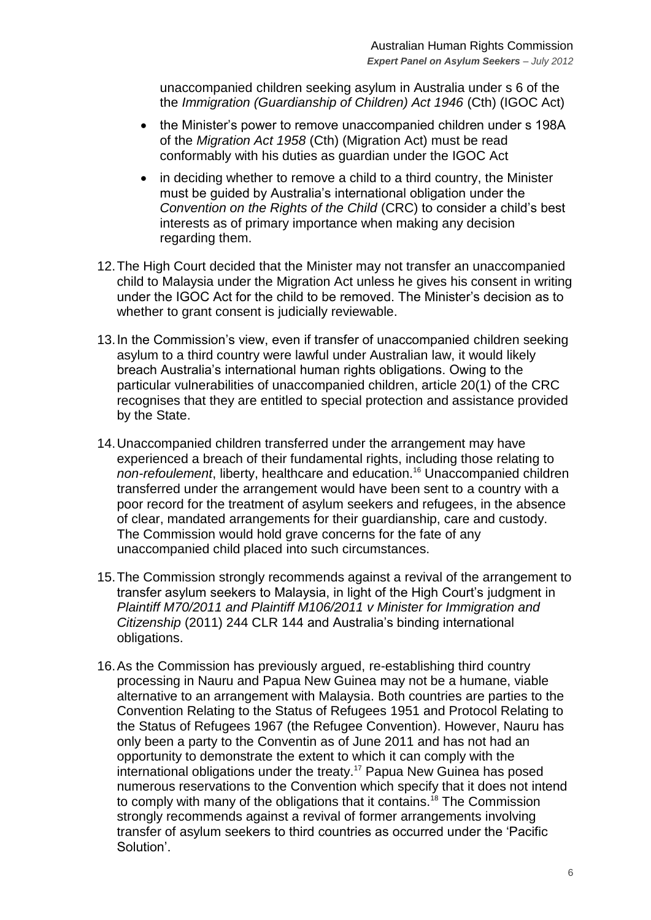unaccompanied children seeking asylum in Australia under s 6 of the the *Immigration (Guardianship of Children) Act 1946* (Cth) (IGOC Act)

- the Minister's power to remove unaccompanied children under s 198A of the *Migration Act 1958* (Cth) (Migration Act) must be read conformably with his duties as guardian under the IGOC Act
- in deciding whether to remove a child to a third country, the Minister must be guided by Australia's international obligation under the *Convention on the Rights of the Child* (CRC) to consider a child's best interests as of primary importance when making any decision regarding them.

12. The High Court decided that the Minister may not transfer an unaccompanied child to Malaysia under the Migration Act unless he gives his consent in writing under the IGOC Act for the child to be removed. The Minister's decision as to whether to grant consent is judicially reviewable.

13. In the Commission's view, even if transfer of unaccompanied children seeking asylum to a third country were lawful under Australian law, it would likely breach Australia's international human rights obligations. Owing to the particular vulnerabilities of unaccompanied children, article 20(1) of the CRC recognises that they are entitled to special protection and assistance provided by the State.

14. Unaccompanied children transferred under the arrangement may have experienced a breach of their fundamental rights, including those relating to *non-refoulement*, liberty, healthcare and education.[16] Unaccompanied children transferred under the arrangement would have been sent to a country with a poor record for the treatment of asylum seekers and refugees, in the absence of clear, mandated arrangements for their guardianship, care and custody. The Commission would hold grave concerns for the fate of any unaccompanied child placed into such circumstances.

15. The Commission strongly recommends against a revival of the arrangement to transfer asylum seekers to Malaysia, in light of the High Court's judgment in *Plaintiff M70/2011 and Plaintiff M106/2011 v Minister for Immigration and Citizenship* (2011) 244 CLR 144 and Australia's binding international obligations.

16. As the Commission has previously argued, re-establishing third country processing in Nauru and Papua New Guinea may not be a humane, viable alternative to an arrangement with Malaysia. Both countries are parties to the Convention Relating to the Status of Refugees 1951 and Protocol Relating to the Status of Refugees 1967 (the Refugee Convention). However, Nauru has only been a party to the Conventin as of June 2011 and has not had an opportunity to demonstrate the extent to which it can comply with the international obligations under the treaty.[17] Papua New Guinea has posed numerous reservations to the Convention which specify that it does not intend to comply with many of the obligations that it contains.[18] The Commission strongly recommends against a revival of former arrangements involving transfer of asylum seekers to third countries as occurred under the 'Pacific Solution'.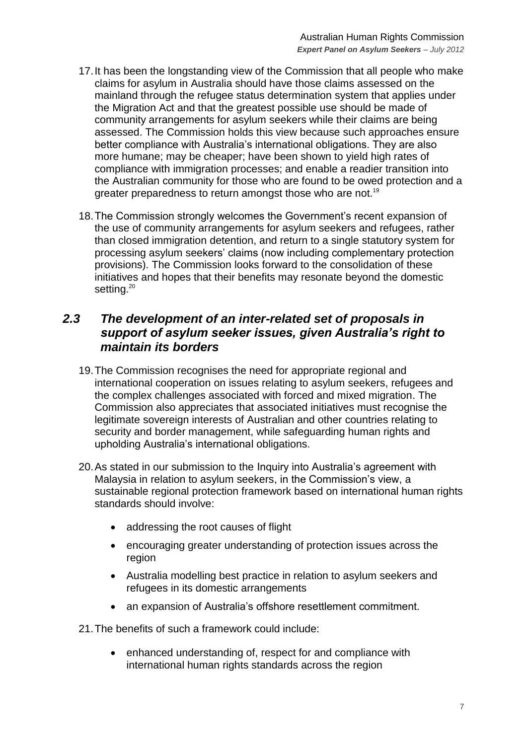17. It has been the longstanding view of the Commission that all people who make claims for asylum in Australia should have those claims assessed on the mainland through the refugee status determination system that applies under the Migration Act and that the greatest possible use should be made of community arrangements for asylum seekers while their claims are being assessed. The Commission holds this view because such approaches ensure better compliance with Australia's international obligations. They are also more humane; may be cheaper; have been shown to yield high rates of compliance with immigration processes; and enable a readier transition into the Australian community for those who are found to be owed protection and a greater preparedness to return amongst those who are not.[19]

18. The Commission strongly welcomes the Government's recent expansion of the use of community arrangements for asylum seekers and refugees, rather than closed immigration detention, and return to a single statutory system for processing asylum seekers' claims (now including complementary protection provisions). The Commission looks forward to the consolidation of these initiatives and hopes that their benefits may resonate beyond the domestic setting.[20]

## *2.3 The development of an inter-related set of proposals in support of asylum seeker issues, given Australia's right to maintain its borders*

19. The Commission recognises the need for appropriate regional and international cooperation on issues relating to asylum seekers, refugees and the complex challenges associated with forced and mixed migration. The Commission also appreciates that associated initiatives must recognise the legitimate sovereign interests of Australian and other countries relating to security and border management, while safeguarding human rights and upholding Australia's international obligations.

20. As stated in our submission to the Inquiry into Australia's agreement with Malaysia in relation to asylum seekers, in the Commission's view, a sustainable regional protection framework based on international human rights standards should involve:

    - addressing the root causes of flight
    - encouraging greater understanding of protection issues across the region
    - Australia modelling best practice in relation to asylum seekers and refugees in its domestic arrangements
    - an expansion of Australia's offshore resettlement commitment.

21. The benefits of such a framework could include:

    - enhanced understanding of, respect for and compliance with international human rights standards across the region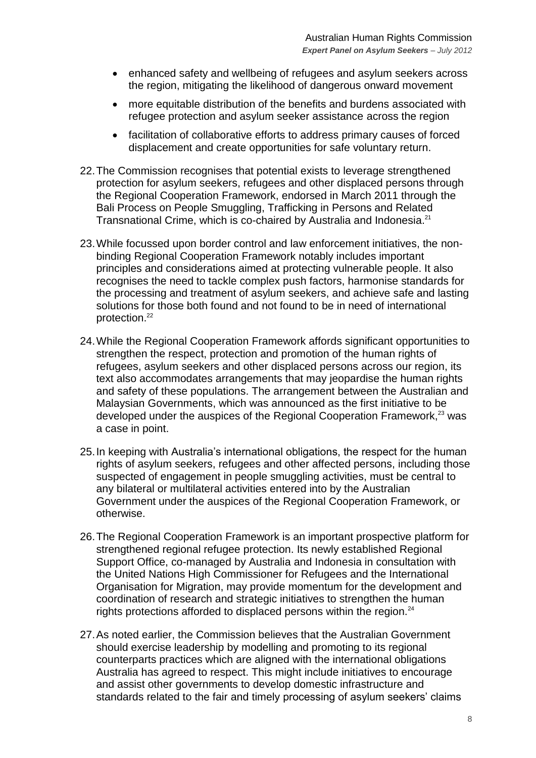- enhanced safety and wellbeing of refugees and asylum seekers across the region, mitigating the likelihood of dangerous onward movement
- more equitable distribution of the benefits and burdens associated with refugee protection and asylum seeker assistance across the region
- facilitation of collaborative efforts to address primary causes of forced displacement and create opportunities for safe voluntary return.

22. The Commission recognises that potential exists to leverage strengthened protection for asylum seekers, refugees and other displaced persons through the Regional Cooperation Framework, endorsed in March 2011 through the Bali Process on People Smuggling, Trafficking in Persons and Related Transnational Crime, which is co-chaired by Australia and Indonesia.[21]

23. While focussed upon border control and law enforcement initiatives, the non-binding Regional Cooperation Framework notably includes important principles and considerations aimed at protecting vulnerable people. It also recognises the need to tackle complex push factors, harmonise standards for the processing and treatment of asylum seekers, and achieve safe and lasting solutions for those both found and not found to be in need of international protection.[22]

24. While the Regional Cooperation Framework affords significant opportunities to strengthen the respect, protection and promotion of the human rights of refugees, asylum seekers and other displaced persons across our region, its text also accommodates arrangements that may jeopardise the human rights and safety of these populations. The arrangement between the Australian and Malaysian Governments, which was announced as the first initiative to be developed under the auspices of the Regional Cooperation Framework,[23] was a case in point.

25. In keeping with Australia's international obligations, the respect for the human rights of asylum seekers, refugees and other affected persons, including those suspected of engagement in people smuggling activities, must be central to any bilateral or multilateral activities entered into by the Australian Government under the auspices of the Regional Cooperation Framework, or otherwise.

26. The Regional Cooperation Framework is an important prospective platform for strengthened regional refugee protection. Its newly established Regional Support Office, co-managed by Australia and Indonesia in consultation with the United Nations High Commissioner for Refugees and the International Organisation for Migration, may provide momentum for the development and coordination of research and strategic initiatives to strengthen the human rights protections afforded to displaced persons within the region.[24]

27. As noted earlier, the Commission believes that the Australian Government should exercise leadership by modelling and promoting to its regional counterparts practices which are aligned with the international obligations Australia has agreed to respect. This might include initiatives to encourage and assist other governments to develop domestic infrastructure and standards related to the fair and timely processing of asylum seekers' claims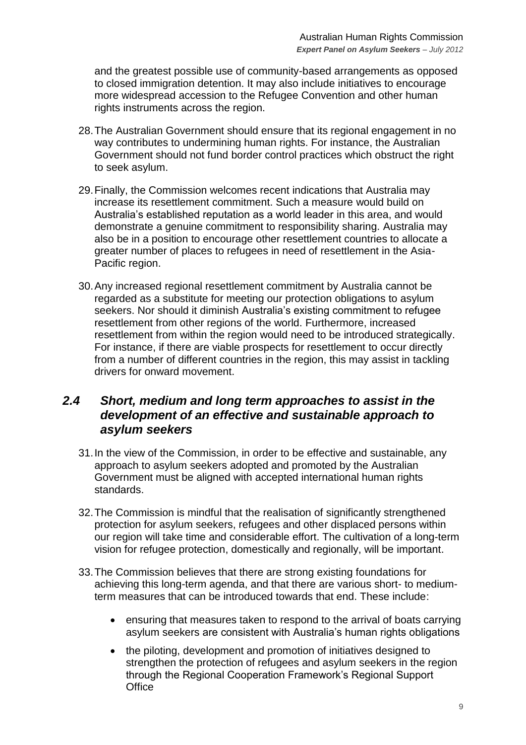and the greatest possible use of community-based arrangements as opposed to closed immigration detention. It may also include initiatives to encourage more widespread accession to the Refugee Convention and other human rights instruments across the region.

28. The Australian Government should ensure that its regional engagement in no way contributes to undermining human rights. For instance, the Australian Government should not fund border control practices which obstruct the right to seek asylum.

29. Finally, the Commission welcomes recent indications that Australia may increase its resettlement commitment. Such a measure would build on Australia's established reputation as a world leader in this area, and would demonstrate a genuine commitment to responsibility sharing. Australia may also be in a position to encourage other resettlement countries to allocate a greater number of places to refugees in need of resettlement in the Asia-Pacific region.

30. Any increased regional resettlement commitment by Australia cannot be regarded as a substitute for meeting our protection obligations to asylum seekers. Nor should it diminish Australia's existing commitment to refugee resettlement from other regions of the world. Furthermore, increased resettlement from within the region would need to be introduced strategically. For instance, if there are viable prospects for resettlement to occur directly from a number of different countries in the region, this may assist in tackling drivers for onward movement.

## *2.4 Short, medium and long term approaches to assist in the development of an effective and sustainable approach to asylum seekers*

31. In the view of the Commission, in order to be effective and sustainable, any approach to asylum seekers adopted and promoted by the Australian Government must be aligned with accepted international human rights standards.

32. The Commission is mindful that the realisation of significantly strengthened protection for asylum seekers, refugees and other displaced persons within our region will take time and considerable effort. The cultivation of a long-term vision for refugee protection, domestically and regionally, will be important.

33. The Commission believes that there are strong existing foundations for achieving this long-term agenda, and that there are various short- to medium-term measures that can be introduced towards that end. These include:

   - ensuring that measures taken to respond to the arrival of boats carrying asylum seekers are consistent with Australia's human rights obligations
   - the piloting, development and promotion of initiatives designed to strengthen the protection of refugees and asylum seekers in the region through the Regional Cooperation Framework's Regional Support Office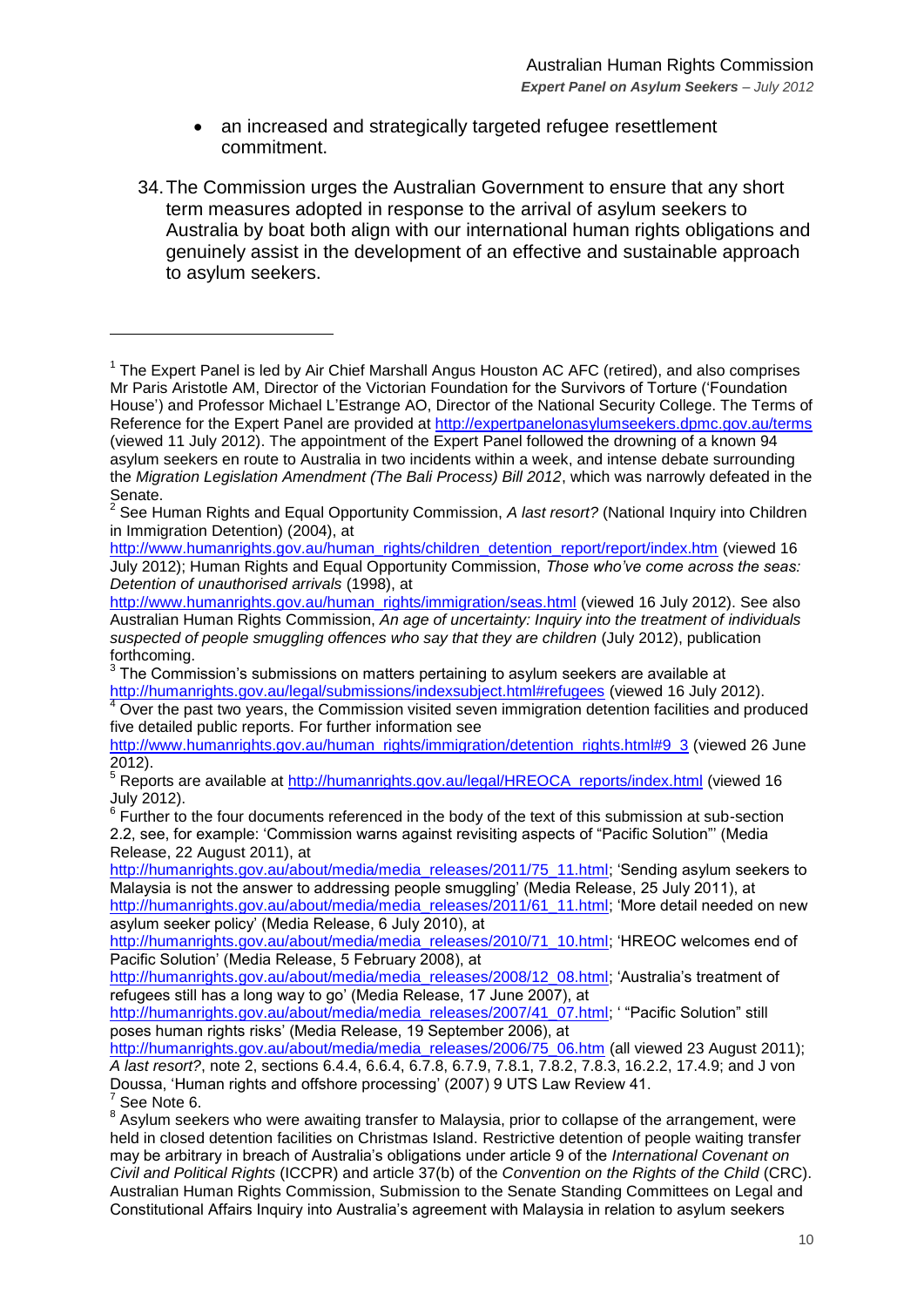- an increased and strategically targeted refugee resettlement commitment.

34. The Commission urges the Australian Government to ensure that any short term measures adopted in response to the arrival of asylum seekers to Australia by boat both align with our international human rights obligations and genuinely assist in the development of an effective and sustainable approach to asylum seekers.

---

[1] The Expert Panel is led by Air Chief Marshall Angus Houston AC AFC (retired), and also comprises Mr Paris Aristotle AM, Director of the Victorian Foundation for the Survivors of Torture ('Foundation House') and Professor Michael L'Estrange AO, Director of the National Security College. The Terms of Reference for the Expert Panel are provided at http://expertpanelonasylumseekers.dpmc.gov.au/terms (viewed 11 July 2012). The appointment of the Expert Panel followed the drowning of a known 94 asylum seekers en route to Australia in two incidents within a week, and intense debate surrounding the *Migration Legislation Amendment (The Bali Process) Bill 2012*, which was narrowly defeated in the Senate.

[2] See Human Rights and Equal Opportunity Commission, *A last resort?* (National Inquiry into Children in Immigration Detention) (2004), at http://www.humanrights.gov.au/human_rights/children_detention_report/report/index.htm (viewed 16 July 2012); Human Rights and Equal Opportunity Commission, *Those who've come across the seas: Detention of unauthorised arrivals* (1998), at http://www.humanrights.gov.au/human_rights/immigration/seas.html (viewed 16 July 2012). See also Australian Human Rights Commission, *An age of uncertainty: Inquiry into the treatment of individuals suspected of people smuggling offences who say that they are children* (July 2012), publication forthcoming.

[3] The Commission's submissions on matters pertaining to asylum seekers are available at http://humanrights.gov.au/legal/submissions/indexsubject.html#refugees (viewed 16 July 2012).

[4] Over the past two years, the Commission visited seven immigration detention facilities and produced five detailed public reports. For further information see http://www.humanrights.gov.au/human_rights/immigration/detention_rights.html#9_3 (viewed 26 June 2012).

[5] Reports are available at http://humanrights.gov.au/legal/HREOCA_reports/index.html (viewed 16 July 2012).

[6] Further to the four documents referenced in the body of the text of this submission at sub-section 2.2, see, for example: 'Commission warns against revisiting aspects of "Pacific Solution"' (Media Release, 22 August 2011), at http://humanrights.gov.au/about/media/media_releases/2011/75_11.html; 'Sending asylum seekers to Malaysia is not the answer to addressing people smuggling' (Media Release, 25 July 2011), at http://humanrights.gov.au/about/media/media_releases/2011/61_11.html; 'More detail needed on new asylum seeker policy' (Media Release, 6 July 2010), at http://humanrights.gov.au/about/media/media_releases/2010/71_10.html; 'HREOC welcomes end of Pacific Solution' (Media Release, 5 February 2008), at http://humanrights.gov.au/about/media/media_releases/2008/12_08.html; 'Australia's treatment of refugees still has a long way to go' (Media Release, 17 June 2007), at http://humanrights.gov.au/about/media/media_releases/2007/41_07.html; ' "Pacific Solution" still poses human rights risks' (Media Release, 19 September 2006), at http://humanrights.gov.au/about/media/media_releases/2006/75_06.htm (all viewed 23 August 2011); *A last resort?*, note 2, sections 6.4.4, 6.6.4, 6.7.8, 6.7.9, 7.8.1, 7.8.2, 7.8.3, 16.2.2, 17.4.9; and J von Doussa, 'Human rights and offshore processing' (2007) 9 UTS Law Review 41.

[7] See Note 6.

[8] Asylum seekers who were awaiting transfer to Malaysia, prior to collapse of the arrangement, were held in closed detention facilities on Christmas Island. Restrictive detention of people waiting transfer may be arbitrary in breach of Australia's obligations under article 9 of the *International Covenant on Civil and Political Rights* (ICCPR) and article 37(b) of the *Convention on the Rights of the Child* (CRC). Australian Human Rights Commission, Submission to the Senate Standing Committees on Legal and Constitutional Affairs Inquiry into Australia's agreement with Malaysia in relation to asylum seekers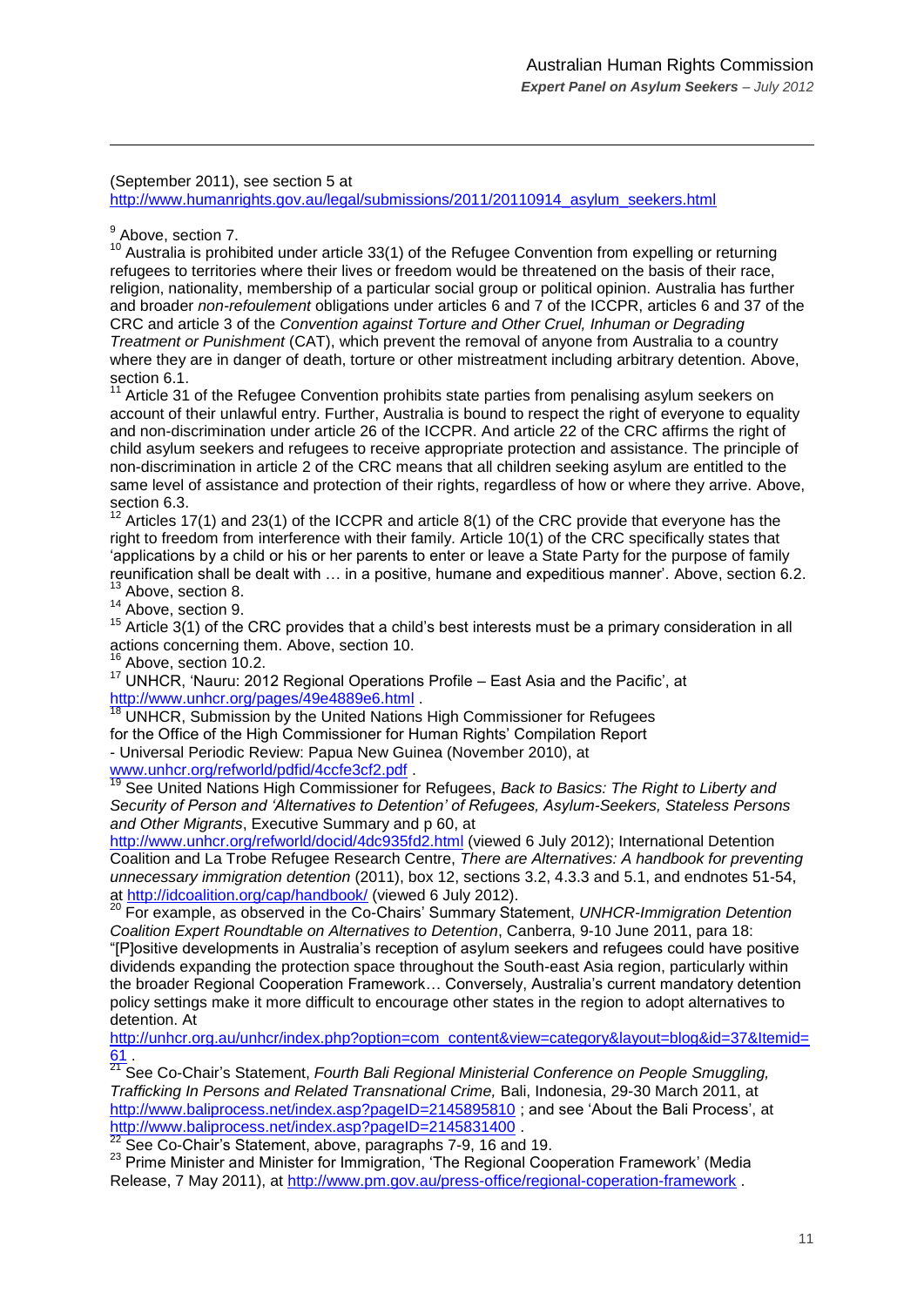(September 2011), see section 5 at http://www.humanrights.gov.au/legal/submissions/2011/20110914_asylum_seekers.html

[9] Above, section 7.

[10] Australia is prohibited under article 33(1) of the Refugee Convention from expelling or returning refugees to territories where their lives or freedom would be threatened on the basis of their race, religion, nationality, membership of a particular social group or political opinion. Australia has further and broader *non-refoulement* obligations under articles 6 and 7 of the ICCPR, articles 6 and 37 of the CRC and article 3 of the *Convention against Torture and Other Cruel, Inhuman or Degrading Treatment or Punishment* (CAT), which prevent the removal of anyone from Australia to a country where they are in danger of death, torture or other mistreatment including arbitrary detention. Above, section 6.1.

[11] Article 31 of the Refugee Convention prohibits state parties from penalising asylum seekers on account of their unlawful entry. Further, Australia is bound to respect the right of everyone to equality and non-discrimination under article 26 of the ICCPR. And article 22 of the CRC affirms the right of child asylum seekers and refugees to receive appropriate protection and assistance. The principle of non-discrimination in article 2 of the CRC means that all children seeking asylum are entitled to the same level of assistance and protection of their rights, regardless of how or where they arrive. Above, section 6.3.

[12] Articles 17(1) and 23(1) of the ICCPR and article 8(1) of the CRC provide that everyone has the right to freedom from interference with their family. Article 10(1) of the CRC specifically states that 'applications by a child or his or her parents to enter or leave a State Party for the purpose of family reunification shall be dealt with … in a positive, humane and expeditious manner'. Above, section 6.2.

[13] Above, section 8.

[14] Above, section 9.

[15] Article 3(1) of the CRC provides that a child's best interests must be a primary consideration in all actions concerning them. Above, section 10.

[16] Above, section 10.2.

[17] UNHCR, 'Nauru: 2012 Regional Operations Profile – East Asia and the Pacific', at http://www.unhcr.org/pages/49e4889e6.html .

[18] UNHCR, Submission by the United Nations High Commissioner for Refugees for the Office of the High Commissioner for Human Rights' Compilation Report - Universal Periodic Review: Papua New Guinea (November 2010), at www.unhcr.org/refworld/pdfid/4ccfe3cf2.pdf .

[19] See United Nations High Commissioner for Refugees, *Back to Basics: The Right to Liberty and Security of Person and 'Alternatives to Detention' of Refugees, Asylum-Seekers, Stateless Persons and Other Migrants*, Executive Summary and p 60, at http://www.unhcr.org/refworld/docid/4dc935fd2.html (viewed 6 July 2012); International Detention Coalition and La Trobe Refugee Research Centre, *There are Alternatives: A handbook for preventing unnecessary immigration detention* (2011), box 12, sections 3.2, 4.3.3 and 5.1, and endnotes 51-54, at http://idcoalition.org/cap/handbook/ (viewed 6 July 2012).

[20] For example, as observed in the Co-Chairs' Summary Statement, *UNHCR-Immigration Detention Coalition Expert Roundtable on Alternatives to Detention*, Canberra, 9-10 June 2011, para 18: "[P]ositive developments in Australia's reception of asylum seekers and refugees could have positive dividends expanding the protection space throughout the South-east Asia region, particularly within the broader Regional Cooperation Framework… Conversely, Australia's current mandatory detention policy settings make it more difficult to encourage other states in the region to adopt alternatives to detention. At http://unhcr.org.au/unhcr/index.php?option=com_content&view=category&layout=blog&id=37&Itemid=61 .

[21] See Co-Chair's Statement, *Fourth Bali Regional Ministerial Conference on People Smuggling, Trafficking In Persons and Related Transnational Crime,* Bali, Indonesia, 29-30 March 2011, at http://www.baliprocess.net/index.asp?pageID=2145895810 ; and see 'About the Bali Process', at http://www.baliprocess.net/index.asp?pageID=2145831400 .

[22] See Co-Chair's Statement, above, paragraphs 7-9, 16 and 19.

[23] Prime Minister and Minister for Immigration, 'The Regional Cooperation Framework' (Media Release, 7 May 2011), at http://www.pm.gov.au/press-office/regional-coperation-framework .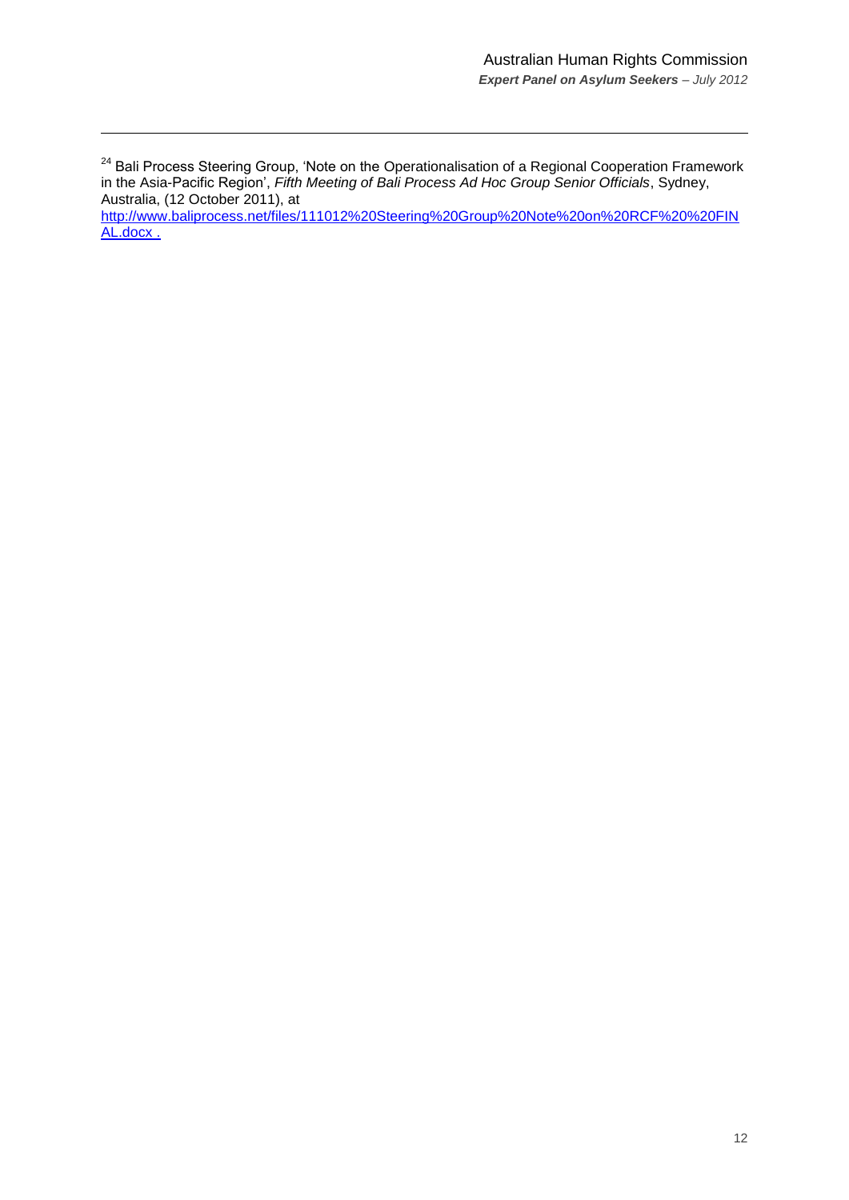[24] Bali Process Steering Group, 'Note on the Operationalisation of a Regional Cooperation Framework in the Asia-Pacific Region', *Fifth Meeting of Bali Process Ad Hoc Group Senior Officials*, Sydney, Australia, (12 October 2011), at http://www.baliprocess.net/files/111012%20Steering%20Group%20Note%20on%20RCF%20%20FINAL.docx .